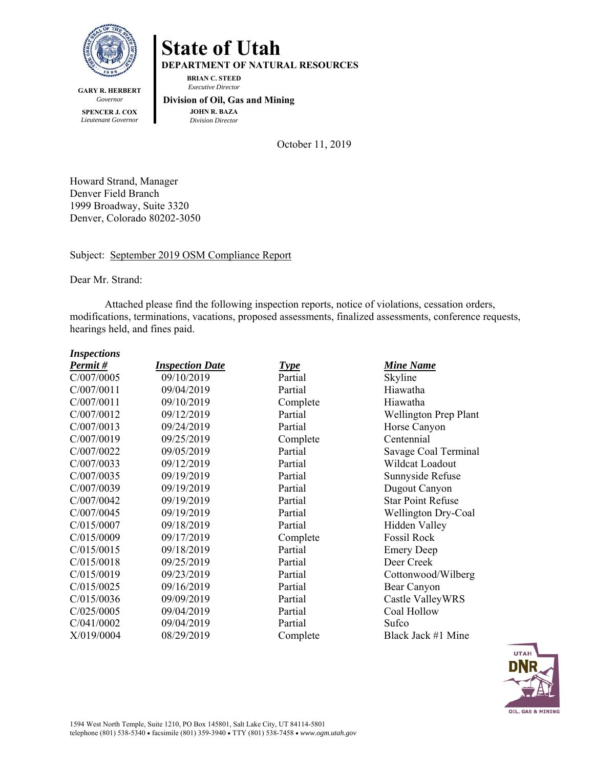# State of Utah

**DEPARTMENT OF NATURAL RESOURCES**

**BRIAN C. STEED**
*Executive Director*

**Division of Oil, Gas and Mining**

**JOHN R. BAZA**
*Division Director*

**GARY R. HERBERT**
*Governor*

**SPENCER J. COX**
*Lieutenant Governor*

October 11, 2019

Howard Strand, Manager
Denver Field Branch
1999 Broadway, Suite 3320
Denver, Colorado 80202-3050

Subject: September 2019 OSM Compliance Report

Dear Mr. Strand:

Attached please find the following inspection reports, notice of violations, cessation orders, modifications, terminations, vacations, proposed assessments, finalized assessments, conference requests, hearings held, and fines paid.

***Inspections***

| ***Permit #*** | ***Inspection Date*** | ***Type*** | ***Mine Name*** |
|---|---|---|---|
| C/007/0005 | 09/10/2019 | Partial | Skyline |
| C/007/0011 | 09/04/2019 | Partial | Hiawatha |
| C/007/0011 | 09/10/2019 | Complete | Hiawatha |
| C/007/0012 | 09/12/2019 | Partial | Wellington Prep Plant |
| C/007/0013 | 09/24/2019 | Partial | Horse Canyon |
| C/007/0019 | 09/25/2019 | Complete | Centennial |
| C/007/0022 | 09/05/2019 | Partial | Savage Coal Terminal |
| C/007/0033 | 09/12/2019 | Partial | Wildcat Loadout |
| C/007/0035 | 09/19/2019 | Partial | Sunnyside Refuse |
| C/007/0039 | 09/19/2019 | Partial | Dugout Canyon |
| C/007/0042 | 09/19/2019 | Partial | Star Point Refuse |
| C/007/0045 | 09/19/2019 | Partial | Wellington Dry-Coal |
| C/015/0007 | 09/18/2019 | Partial | Hidden Valley |
| C/015/0009 | 09/17/2019 | Complete | Fossil Rock |
| C/015/0015 | 09/18/2019 | Partial | Emery Deep |
| C/015/0018 | 09/25/2019 | Partial | Deer Creek |
| C/015/0019 | 09/23/2019 | Partial | Cottonwood/Wilberg |
| C/015/0025 | 09/16/2019 | Partial | Bear Canyon |
| C/015/0036 | 09/09/2019 | Partial | Castle ValleyWRS |
| C/025/0005 | 09/04/2019 | Partial | Coal Hollow |
| C/041/0002 | 09/04/2019 | Partial | Sufco |
| X/019/0004 | 08/29/2019 | Complete | Black Jack #1 Mine |

1594 West North Temple, Suite 1210, PO Box 145801, Salt Lake City, UT 84114-5801
telephone (801) 538-5340 • facsimile (801) 359-3940 • TTY (801) 538-7458 • *www.ogm.utah.gov*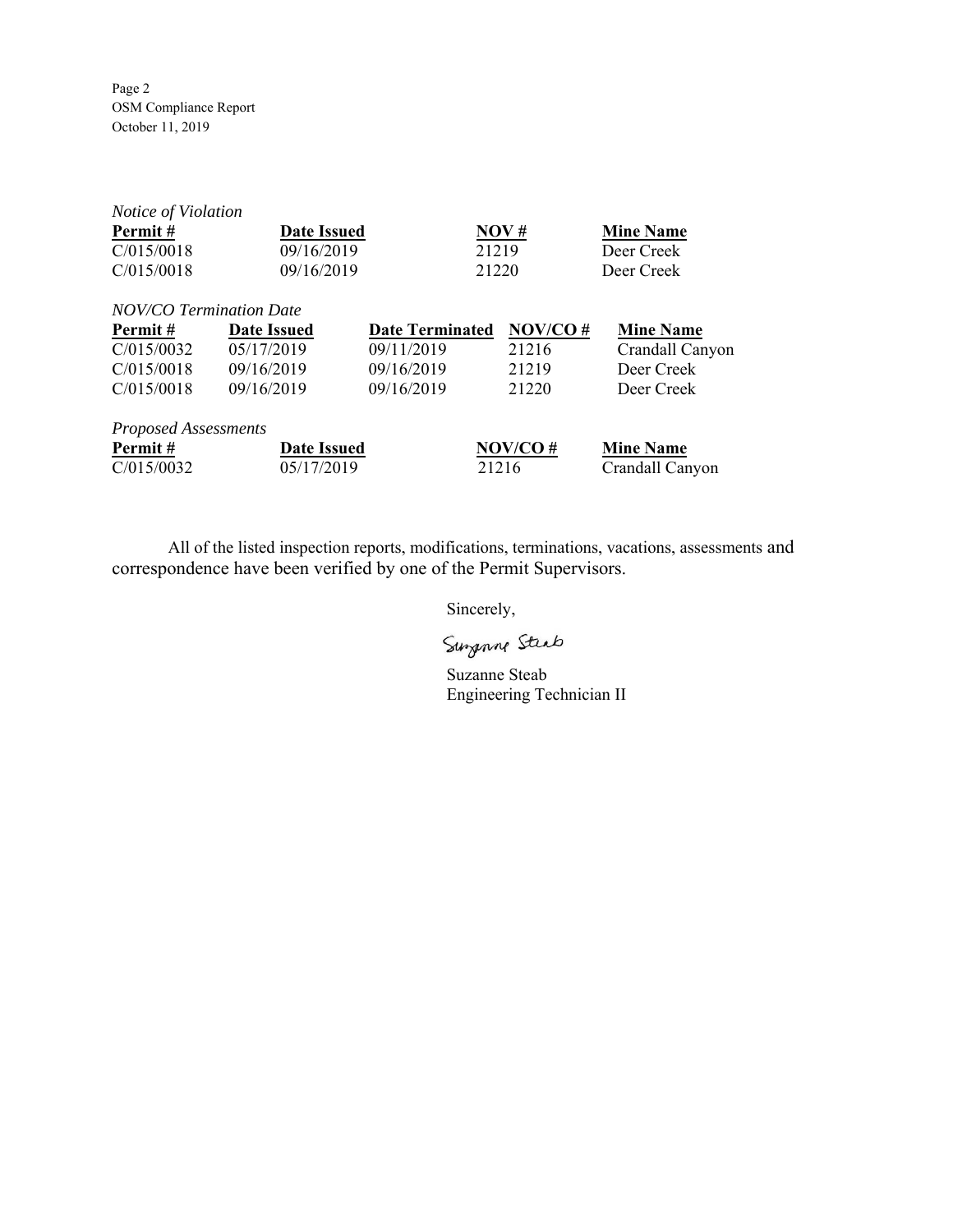*Notice of Violation*

| Permit # | Date Issued | NOV # | Mine Name |
| --- | --- | --- | --- |
| C/015/0018 | 09/16/2019 | 21219 | Deer Creek |
| C/015/0018 | 09/16/2019 | 21220 | Deer Creek |

*NOV/CO Termination Date*

| Permit # | Date Issued | Date Terminated | NOV/CO # | Mine Name |
| --- | --- | --- | --- | --- |
| C/015/0032 | 05/17/2019 | 09/11/2019 | 21216 | Crandall Canyon |
| C/015/0018 | 09/16/2019 | 09/16/2019 | 21219 | Deer Creek |
| C/015/0018 | 09/16/2019 | 09/16/2019 | 21220 | Deer Creek |

*Proposed Assessments*

| Permit # | Date Issued | NOV/CO # | Mine Name |
| --- | --- | --- | --- |
| C/015/0032 | 05/17/2019 | 21216 | Crandall Canyon |

All of the listed inspection reports, modifications, terminations, vacations, assessments and correspondence have been verified by one of the Permit Supervisors.

Sincerely,

Suzanne Steab

Suzanne Steab
Engineering Technician II